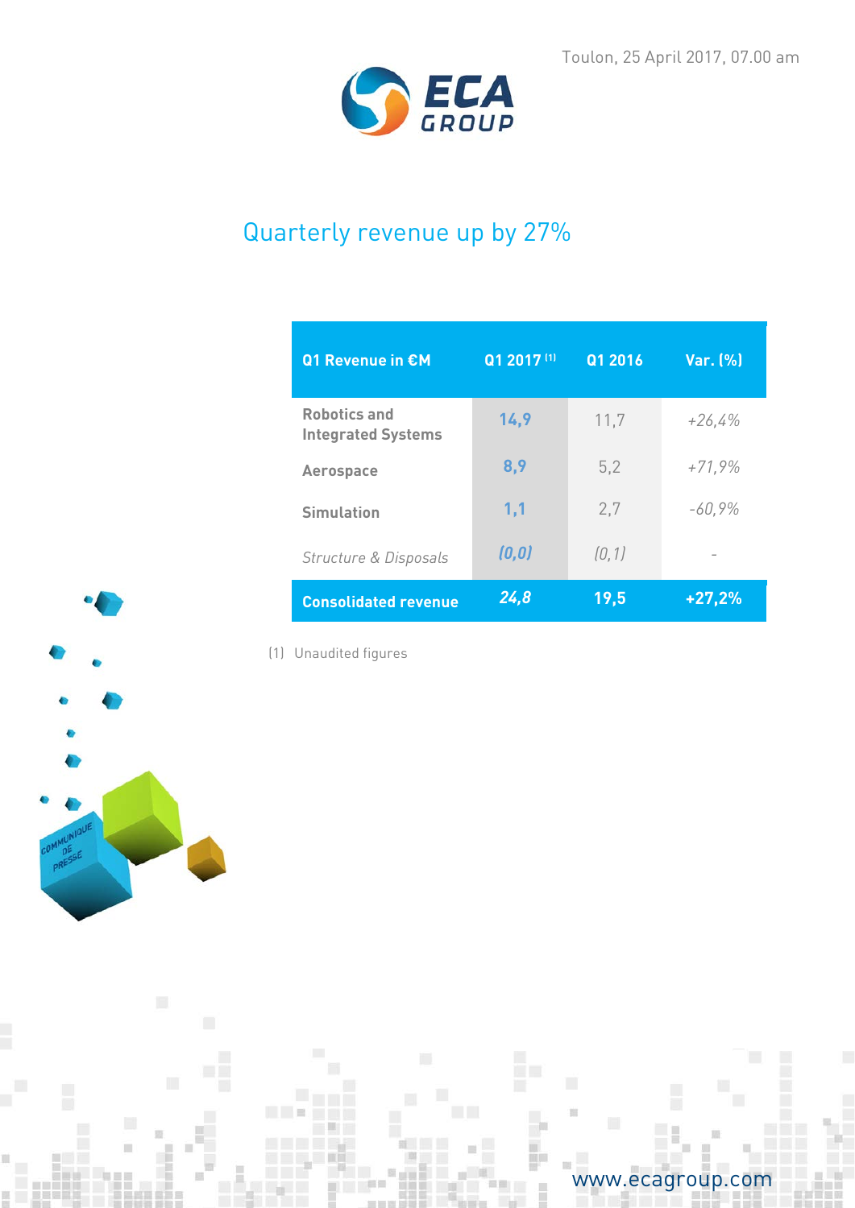Toulon, 25 April 2017, 07.00 am

# Quarterly revenue up by 27%

| Q1 Revenue in €M | Q1 2017 [1] | Q1 2016 | Var. (%) |
|---|---|---|---|
| Robotics and Integrated Systems | 14,9 | 11,7 | +26,4% |
| Aerospace | 8,9 | 5,2 | +71,9% |
| Simulation | 1,1 | 2,7 | -60,9% |
| *Structure & Disposals* | *(0,0)* | *(0,1)* | - |
| **Consolidated revenue** | **24,8** | **19,5** | **+27,2%** |

(1) Unaudited figures

www.ecagroup.com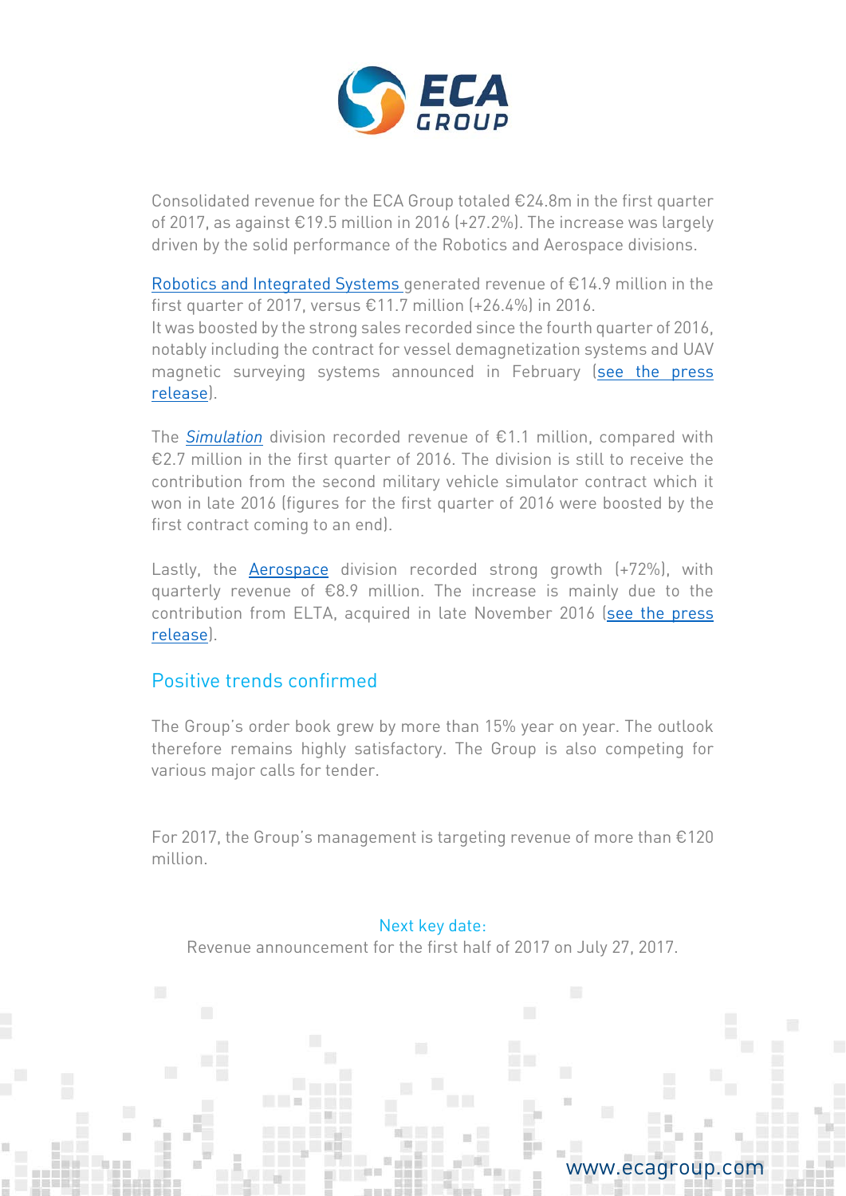Consolidated revenue for the ECA Group totaled €24.8m in the first quarter of 2017, as against €19.5 million in 2016 (+27.2%). The increase was largely driven by the solid performance of the Robotics and Aerospace divisions.

Robotics and Integrated Systems generated revenue of €14.9 million in the first quarter of 2017, versus €11.7 million (+26.4%) in 2016.
It was boosted by the strong sales recorded since the fourth quarter of 2016, notably including the contract for vessel demagnetization systems and UAV magnetic surveying systems announced in February (see the press release).

The *Simulation* division recorded revenue of €1.1 million, compared with €2.7 million in the first quarter of 2016. The division is still to receive the contribution from the second military vehicle simulator contract which it won in late 2016 (figures for the first quarter of 2016 were boosted by the first contract coming to an end).

Lastly, the Aerospace division recorded strong growth (+72%), with quarterly revenue of €8.9 million. The increase is mainly due to the contribution from ELTA, acquired in late November 2016 (see the press release).

## Positive trends confirmed

The Group's order book grew by more than 15% year on year. The outlook therefore remains highly satisfactory. The Group is also competing for various major calls for tender.

For 2017, the Group's management is targeting revenue of more than €120 million.

Next key date:
Revenue announcement for the first half of 2017 on July 27, 2017.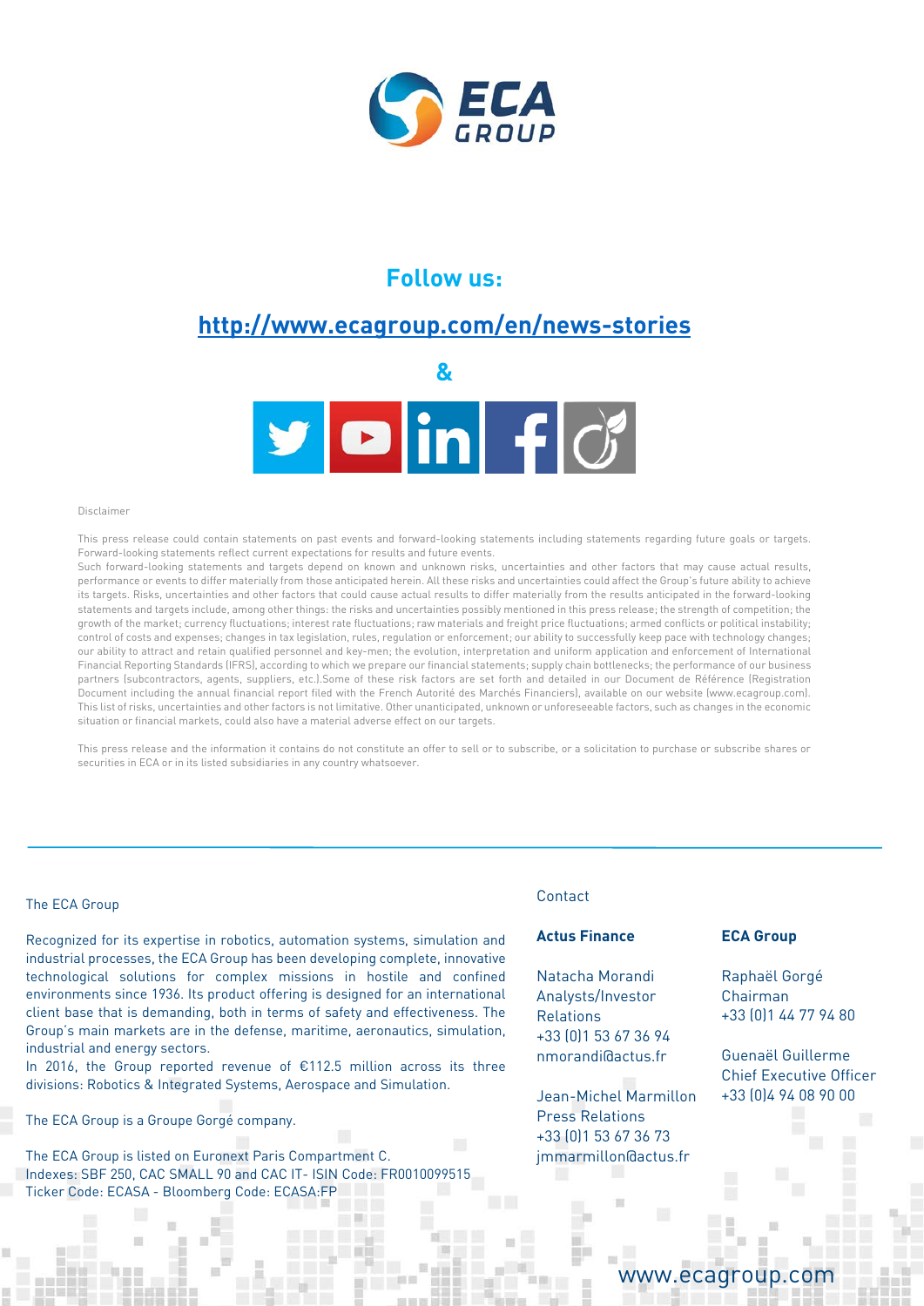## Follow us:

**http://www.ecagroup.com/en/news-stories**

**&**

Disclaimer

This press release could contain statements on past events and forward-looking statements including statements regarding future goals or targets. Forward-looking statements reflect current expectations for results and future events.
Such forward-looking statements and targets depend on known and unknown risks, uncertainties and other factors that may cause actual results, performance or events to differ materially from those anticipated herein. All these risks and uncertainties could affect the Group's future ability to achieve its targets. Risks, uncertainties and other factors that could cause actual results to differ materially from the results anticipated in the forward-looking statements and targets include, among other things: the risks and uncertainties possibly mentioned in this press release; the strength of competition; the growth of the market; currency fluctuations; interest rate fluctuations; raw materials and freight price fluctuations; armed conflicts or political instability; control of costs and expenses; changes in tax legislation, rules, regulation or enforcement; our ability to successfully keep pace with technology changes; our ability to attract and retain qualified personnel and key-men; the evolution, interpretation and uniform application and enforcement of International Financial Reporting Standards (IFRS), according to which we prepare our financial statements; supply chain bottlenecks; the performance of our business partners (subcontractors, agents, suppliers, etc.).Some of these risk factors are set forth and detailed in our Document de Référence (Registration Document including the annual financial report filed with the French Autorité des Marchés Financiers), available on our website (www.ecagroup.com). This list of risks, uncertainties and other factors is not limitative. Other unanticipated, unknown or unforeseeable factors, such as changes in the economic situation or financial markets, could also have a material adverse effect on our targets.

This press release and the information it contains do not constitute an offer to sell or to subscribe, or a solicitation to purchase or subscribe shares or securities in ECA or in its listed subsidiaries in any country whatsoever.

The ECA Group

Recognized for its expertise in robotics, automation systems, simulation and industrial processes, the ECA Group has been developing complete, innovative technological solutions for complex missions in hostile and confined environments since 1936. Its product offering is designed for an international client base that is demanding, both in terms of safety and effectiveness. The Group's main markets are in the defense, maritime, aeronautics, simulation, industrial and energy sectors.
In 2016, the Group reported revenue of €112.5 million across its three divisions: Robotics & Integrated Systems, Aerospace and Simulation.

The ECA Group is a Groupe Gorgé company.

The ECA Group is listed on Euronext Paris Compartment C.
Indexes: SBF 250, CAC SMALL 90 and CAC IT- ISIN Code: FR0010099515
Ticker Code: ECASA - Bloomberg Code: ECASA:FP

Contact

**Actus Finance**

Natacha Morandi
Analysts/Investor Relations
+33 (0)1 53 67 36 94
nmorandi@actus.fr

Jean-Michel Marmillon
Press Relations
+33 (0)1 53 67 36 73
jmmarmillon@actus.fr

**ECA Group**

Raphaël Gorgé
Chairman
+33 (0)1 44 77 94 80

Guenaël Guillerme
Chief Executive Officer
+33 (0)4 94 08 90 00

www.ecagroup.com